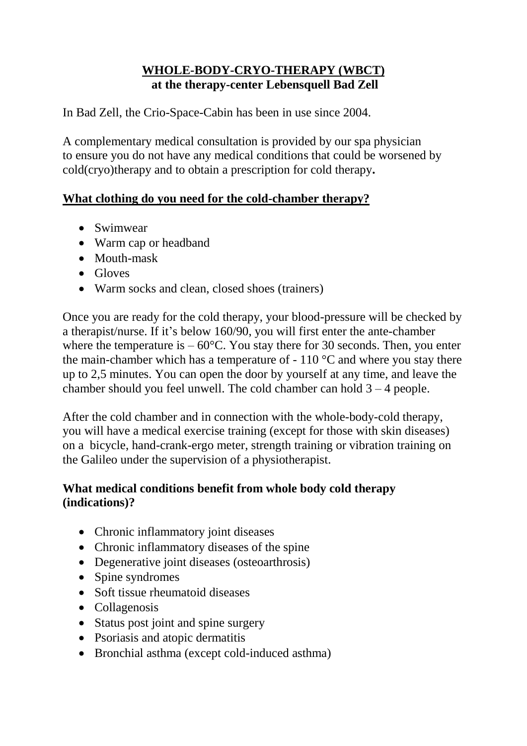# WHOLE-BODY-CRYO-THERAPY (WBCT)
## at the therapy-center Lebensquell Bad Zell

In Bad Zell, the Crio-Space-Cabin has been in use since 2004.

A complementary medical consultation is provided by our spa physician to ensure you do not have any medical conditions that could be worsened by cold(cryo)therapy and to obtain a prescription for cold therapy**.**

### What clothing do you need for the cold-chamber therapy?

- Swimwear
- Warm cap or headband
- Mouth-mask
- Gloves
- Warm socks and clean, closed shoes (trainers)

Once you are ready for the cold therapy, your blood-pressure will be checked by a therapist/nurse. If it's below 160/90, you will first enter the ante-chamber where the temperature is – 60°C. You stay there for 30 seconds. Then, you enter the main-chamber which has a temperature of - 110 °C and where you stay there up to 2,5 minutes. You can open the door by yourself at any time, and leave the chamber should you feel unwell. The cold chamber can hold 3 – 4 people.

After the cold chamber and in connection with the whole-body-cold therapy, you will have a medical exercise training (except for those with skin diseases) on a bicycle, hand-crank-ergo meter, strength training or vibration training on the Galileo under the supervision of a physiotherapist.

### What medical conditions benefit from whole body cold therapy (indications)?

- Chronic inflammatory joint diseases
- Chronic inflammatory diseases of the spine
- Degenerative joint diseases (osteoarthrosis)
- Spine syndromes
- Soft tissue rheumatoid diseases
- Collagenosis
- Status post joint and spine surgery
- Psoriasis and atopic dermatitis
- Bronchial asthma (except cold-induced asthma)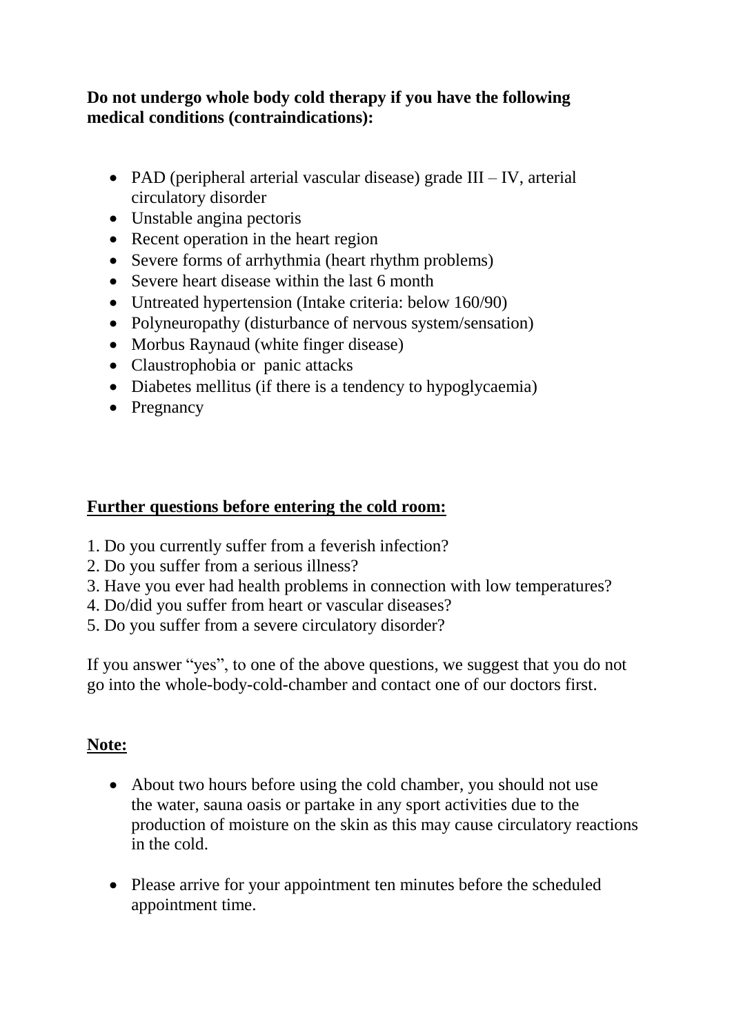**Do not undergo whole body cold therapy if you have the following medical conditions (contraindications):**

- PAD (peripheral arterial vascular disease) grade III – IV, arterial circulatory disorder
- Unstable angina pectoris
- Recent operation in the heart region
- Severe forms of arrhythmia (heart rhythm problems)
- Severe heart disease within the last 6 month
- Untreated hypertension (Intake criteria: below 160/90)
- Polyneuropathy (disturbance of nervous system/sensation)
- Morbus Raynaud (white finger disease)
- Claustrophobia or panic attacks
- Diabetes mellitus (if there is a tendency to hypoglycaemia)
- Pregnancy

## Further questions before entering the cold room:

1. Do you currently suffer from a feverish infection?
2. Do you suffer from a serious illness?
3. Have you ever had health problems in connection with low temperatures?
4. Do/did you suffer from heart or vascular diseases?
5. Do you suffer from a severe circulatory disorder?

If you answer "yes", to one of the above questions, we suggest that you do not go into the whole-body-cold-chamber and contact one of our doctors first.

## Note:

- About two hours before using the cold chamber, you should not use the water, sauna oasis or partake in any sport activities due to the production of moisture on the skin as this may cause circulatory reactions in the cold.
- Please arrive for your appointment ten minutes before the scheduled appointment time.